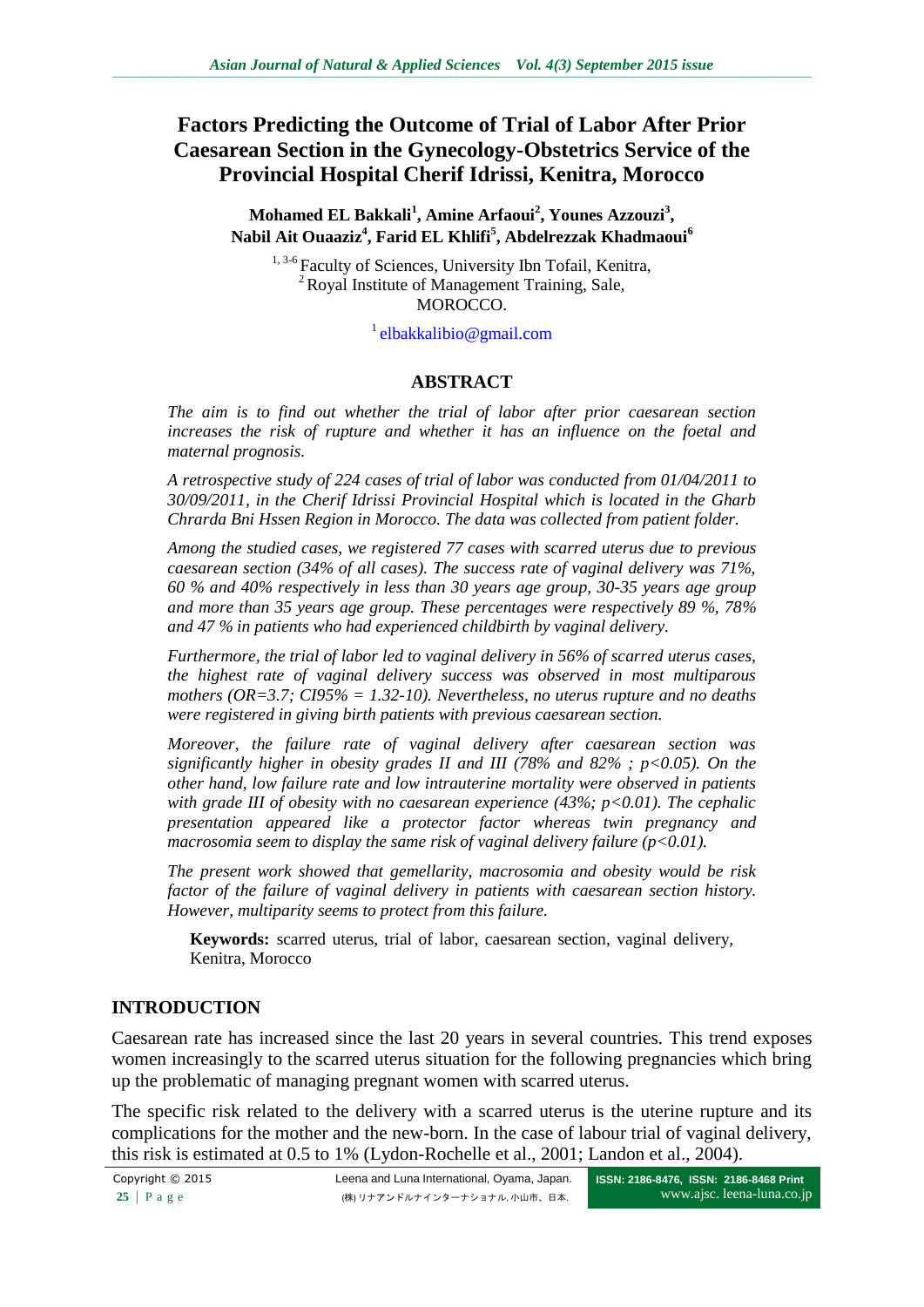# Factors Predicting the Outcome of Trial of Labor After Prior Caesarean Section in the Gynecology-Obstetrics Service of the Provincial Hospital Cherif Idrissi, Kenitra, Morocco

**Mohamed EL Bakkali[1], Amine Arfaoui[2], Younes Azzouzi[3], Nabil Ait Ouaaziz[4], Farid EL Khlifi[5], Abdelrezzak Khadmaoui[6]**

[1, 3-6] Faculty of Sciences, University Ibn Tofail, Kenitra,
[2] Royal Institute of Management Training, Sale,
MOROCCO.

[1] elbakkalibio@gmail.com

## ABSTRACT

*The aim is to find out whether the trial of labor after prior caesarean section increases the risk of rupture and whether it has an influence on the foetal and maternal prognosis.*

*A retrospective study of 224 cases of trial of labor was conducted from 01/04/2011 to 30/09/2011, in the Cherif Idrissi Provincial Hospital which is located in the Gharb Chrarda Bni Hssen Region in Morocco. The data was collected from patient folder.*

*Among the studied cases, we registered 77 cases with scarred uterus due to previous caesarean section (34% of all cases). The success rate of vaginal delivery was 71%, 60 % and 40% respectively in less than 30 years age group, 30-35 years age group and more than 35 years age group. These percentages were respectively 89 %, 78% and 47 % in patients who had experienced childbirth by vaginal delivery.*

*Furthermore, the trial of labor led to vaginal delivery in 56% of scarred uterus cases, the highest rate of vaginal delivery success was observed in most multiparous mothers (OR=3.7; CI95% = 1.32-10). Nevertheless, no uterus rupture and no deaths were registered in giving birth patients with previous caesarean section.*

*Moreover, the failure rate of vaginal delivery after caesarean section was significantly higher in obesity grades II and III (78% and 82% ; $p<0.05$). On the other hand, low failure rate and low intrauterine mortality were observed in patients with grade III of obesity with no caesarean experience (43%; $p<0.01$). The cephalic presentation appeared like a protector factor whereas twin pregnancy and macrosomia seem to display the same risk of vaginal delivery failure ($p<0.01$).*

*The present work showed that gemellarity, macrosomia and obesity would be risk factor of the failure of vaginal delivery in patients with caesarean section history. However, multiparity seems to protect from this failure.*

**Keywords:** scarred uterus, trial of labor, caesarean section, vaginal delivery, Kenitra, Morocco

## INTRODUCTION

Caesarean rate has increased since the last 20 years in several countries. This trend exposes women increasingly to the scarred uterus situation for the following pregnancies which bring up the problematic of managing pregnant women with scarred uterus.

The specific risk related to the delivery with a scarred uterus is the uterine rupture and its complications for the mother and the new-born. In the case of labour trial of vaginal delivery, this risk is estimated at 0.5 to 1% (Lydon-Rochelle et al., 2001; Landon et al., 2004).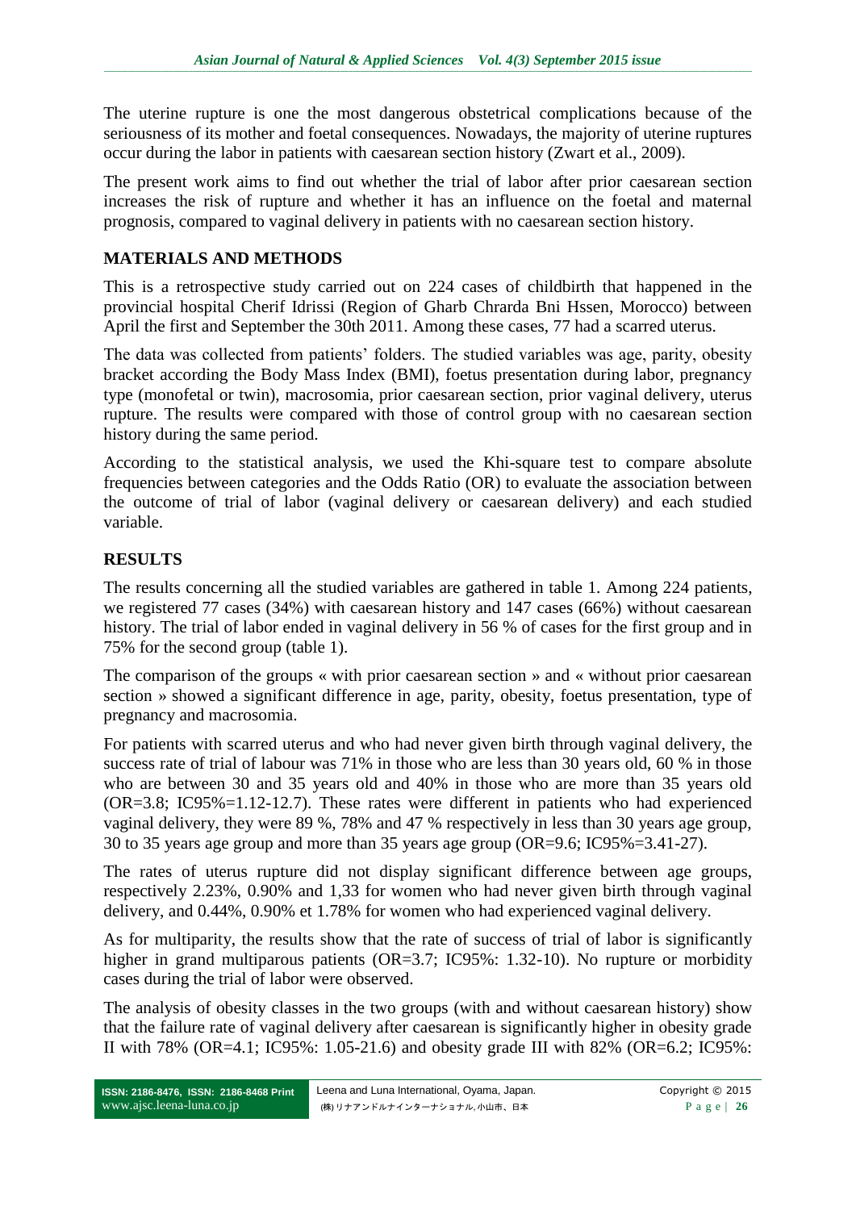The uterine rupture is one the most dangerous obstetrical complications because of the seriousness of its mother and foetal consequences. Nowadays, the majority of uterine ruptures occur during the labor in patients with caesarean section history (Zwart et al., 2009).

The present work aims to find out whether the trial of labor after prior caesarean section increases the risk of rupture and whether it has an influence on the foetal and maternal prognosis, compared to vaginal delivery in patients with no caesarean section history.

## MATERIALS AND METHODS

This is a retrospective study carried out on 224 cases of childbirth that happened in the provincial hospital Cherif Idrissi (Region of Gharb Chrarda Bni Hssen, Morocco) between April the first and September the 30th 2011. Among these cases, 77 had a scarred uterus.

The data was collected from patients' folders. The studied variables was age, parity, obesity bracket according the Body Mass Index (BMI), foetus presentation during labor, pregnancy type (monofetal or twin), macrosomia, prior caesarean section, prior vaginal delivery, uterus rupture. The results were compared with those of control group with no caesarean section history during the same period.

According to the statistical analysis, we used the Khi-square test to compare absolute frequencies between categories and the Odds Ratio (OR) to evaluate the association between the outcome of trial of labor (vaginal delivery or caesarean delivery) and each studied variable.

## RESULTS

The results concerning all the studied variables are gathered in table 1. Among 224 patients, we registered 77 cases (34%) with caesarean history and 147 cases (66%) without caesarean history. The trial of labor ended in vaginal delivery in 56 % of cases for the first group and in 75% for the second group (table 1).

The comparison of the groups « with prior caesarean section » and « without prior caesarean section » showed a significant difference in age, parity, obesity, foetus presentation, type of pregnancy and macrosomia.

For patients with scarred uterus and who had never given birth through vaginal delivery, the success rate of trial of labour was 71% in those who are less than 30 years old, 60 % in those who are between 30 and 35 years old and 40% in those who are more than 35 years old (OR=3.8; IC95%=1.12-12.7). These rates were different in patients who had experienced vaginal delivery, they were 89 %, 78% and 47 % respectively in less than 30 years age group, 30 to 35 years age group and more than 35 years age group (OR=9.6; IC95%=3.41-27).

The rates of uterus rupture did not display significant difference between age groups, respectively 2.23%, 0.90% and 1,33 for women who had never given birth through vaginal delivery, and 0.44%, 0.90% et 1.78% for women who had experienced vaginal delivery.

As for multiparity, the results show that the rate of success of trial of labor is significantly higher in grand multiparous patients (OR=3.7; IC95%: 1.32-10). No rupture or morbidity cases during the trial of labor were observed.

The analysis of obesity classes in the two groups (with and without caesarean history) show that the failure rate of vaginal delivery after caesarean is significantly higher in obesity grade II with 78% (OR=4.1; IC95%: 1.05-21.6) and obesity grade III with 82% (OR=6.2; IC95%: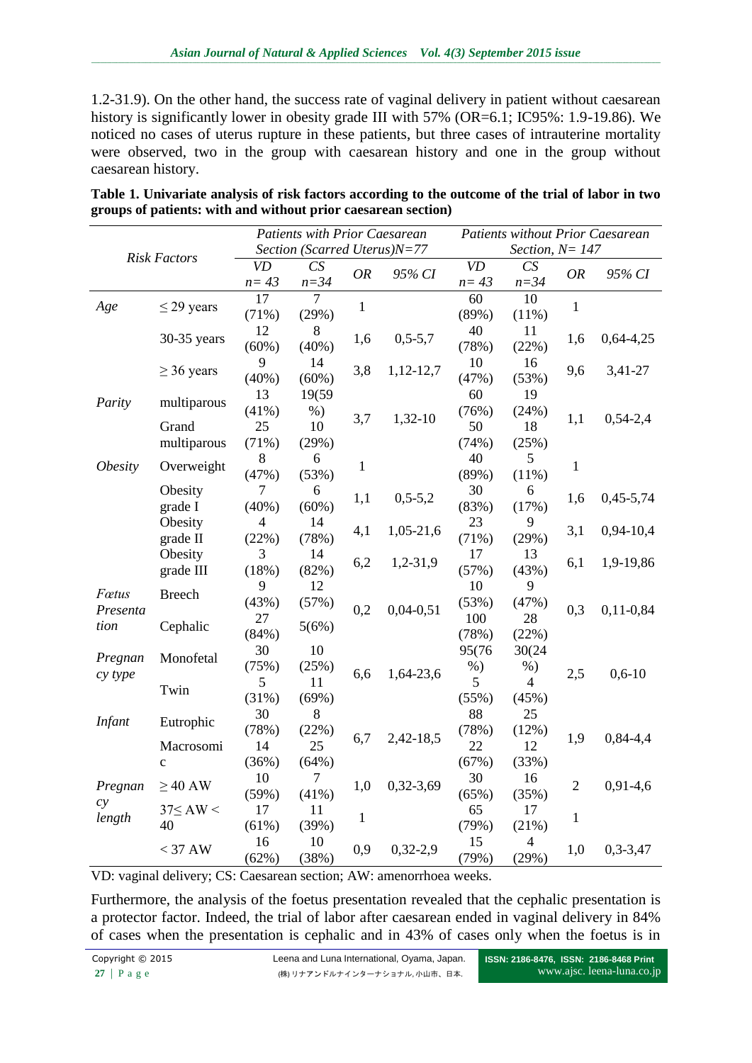1.2-31.9). On the other hand, the success rate of vaginal delivery in patient without caesarean history is significantly lower in obesity grade III with 57% (OR=6.1; IC95%: 1.9-19.86). We noticed no cases of uterus rupture in these patients, but three cases of intrauterine mortality were observed, two in the group with caesarean history and one in the group without caesarean history.

**Table 1. Univariate analysis of risk factors according to the outcome of the trial of labor in two groups of patients: with and without prior caesarean section)**

| *Risk Factors* | | *Patients with Prior Caesarean Section (Scarred Uterus)N=77* | | | | *Patients without Prior Caesarean Section, N= 147* | | | |
|---|---|---|---|---|---|---|---|---|---|
| | | *VD n= 43* | *CS n=34* | *OR* | *95% CI* | *VD n= 43* | *CS n=34* | *OR* | *95% CI* |
| *Age* | ≤ 29 years | 17 (71%) | 7 (29%) | 1 | | 60 (89%) | 10 (11%) | 1 | |
| | 30-35 years | 12 (60%) | 8 (40%) | 1,6 | 0,5-5,7 | 40 (78%) | 11 (22%) | 1,6 | 0,64-4,25 |
| | ≥ 36 years | 9 (40%) | 14 (60%) | 3,8 | 1,12-12,7 | 10 (47%) | 16 (53%) | 9,6 | 3,41-27 |
| *Parity* | multiparous | 13 (41%) | 19(59 %) | 3,7 | 1,32-10 | 60 (76%) | 19 (24%) | 1,1 | 0,54-2,4 |
| | Grand multiparous | 25 (71%) | 10 (29%) | | | 50 (74%) | 18 (25%) | | |
| *Obesity* | Overweight | 8 (47%) | 6 (53%) | 1 | | 40 (89%) | 5 (11%) | 1 | |
| | Obesity grade I | 7 (40%) | 6 (60%) | 1,1 | 0,5-5,2 | 30 (83%) | 6 (17%) | 1,6 | 0,45-5,74 |
| | Obesity grade II | 4 (22%) | 14 (78%) | 4,1 | 1,05-21,6 | 23 (71%) | 9 (29%) | 3,1 | 0,94-10,4 |
| | Obesity grade III | 3 (18%) | 14 (82%) | 6,2 | 1,2-31,9 | 17 (57%) | 13 (43%) | 6,1 | 1,9-19,86 |
| *Fœtus Presentation* | Breech | 9 (43%) | 12 (57%) | 0,2 | 0,04-0,51 | 10 (53%) | 9 (47%) | 0,3 | 0,11-0,84 |
| | Cephalic | 27 (84%) | 5(6%) | | | 100 (78%) | 28 (22%) | | |
| *Pregnancy type* | Monofetal | 30 (75%) | 10 (25%) | 6,6 | 1,64-23,6 | 95(76 %) | 30(24 %) | 2,5 | 0,6-10 |
| | Twin | 5 (31%) | 11 (69%) | | | 5 (55%) | 4 (45%) | | |
| *Infant* | Eutrophic | 30 (78%) | 8 (22%) | 6,7 | 2,42-18,5 | 88 (78%) | 25 (12%) | 1,9 | 0,84-4,4 |
| | Macrosomic | 14 (36%) | 25 (64%) | | | 22 (67%) | 12 (33%) | | |
| *Pregnancy length* | ≥ 40 AW | 10 (59%) | 7 (41%) | 1,0 | 0,32-3,69 | 30 (65%) | 16 (35%) | 2 | 0,91-4,6 |
| | 37≤ AW < 40 | 17 (61%) | 11 (39%) | 1 | | 65 (79%) | 17 (21%) | 1 | |
| | < 37 AW | 16 (62%) | 10 (38%) | 0,9 | 0,32-2,9 | 15 (79%) | 4 (29%) | 1,0 | 0,3-3,47 |

VD: vaginal delivery; CS: Caesarean section; AW: amenorrhoea weeks.

Furthermore, the analysis of the foetus presentation revealed that the cephalic presentation is a protector factor. Indeed, the trial of labor after caesarean ended in vaginal delivery in 84% of cases when the presentation is cephalic and in 43% of cases only when the foetus is in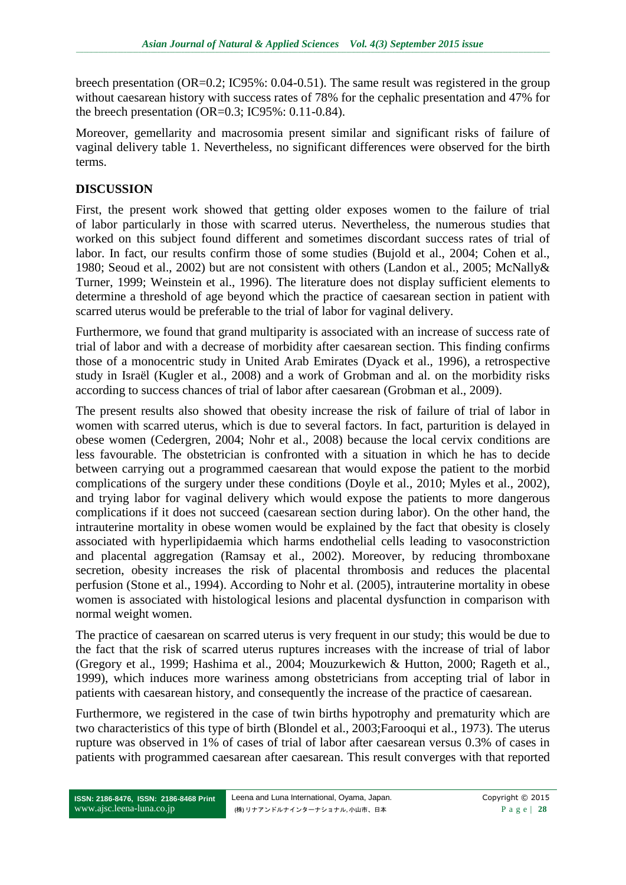breech presentation (OR=0.2; IC95%: 0.04-0.51). The same result was registered in the group without caesarean history with success rates of 78% for the cephalic presentation and 47% for the breech presentation (OR=0.3; IC95%: 0.11-0.84).

Moreover, gemellarity and macrosomia present similar and significant risks of failure of vaginal delivery table 1. Nevertheless, no significant differences were observed for the birth terms.

## DISCUSSION

First, the present work showed that getting older exposes women to the failure of trial of labor particularly in those with scarred uterus. Nevertheless, the numerous studies that worked on this subject found different and sometimes discordant success rates of trial of labor. In fact, our results confirm those of some studies (Bujold et al., 2004; Cohen et al., 1980; Seoud et al., 2002) but are not consistent with others (Landon et al., 2005; McNally& Turner, 1999; Weinstein et al., 1996). The literature does not display sufficient elements to determine a threshold of age beyond which the practice of caesarean section in patient with scarred uterus would be preferable to the trial of labor for vaginal delivery.

Furthermore, we found that grand multiparity is associated with an increase of success rate of trial of labor and with a decrease of morbidity after caesarean section. This finding confirms those of a monocentric study in United Arab Emirates (Dyack et al., 1996), a retrospective study in Israël (Kugler et al., 2008) and a work of Grobman and al. on the morbidity risks according to success chances of trial of labor after caesarean (Grobman et al., 2009).

The present results also showed that obesity increase the risk of failure of trial of labor in women with scarred uterus, which is due to several factors. In fact, parturition is delayed in obese women (Cedergren, 2004; Nohr et al., 2008) because the local cervix conditions are less favourable. The obstetrician is confronted with a situation in which he has to decide between carrying out a programmed caesarean that would expose the patient to the morbid complications of the surgery under these conditions (Doyle et al., 2010; Myles et al., 2002), and trying labor for vaginal delivery which would expose the patients to more dangerous complications if it does not succeed (caesarean section during labor). On the other hand, the intrauterine mortality in obese women would be explained by the fact that obesity is closely associated with hyperlipidaemia which harms endothelial cells leading to vasoconstriction and placental aggregation (Ramsay et al., 2002). Moreover, by reducing thromboxane secretion, obesity increases the risk of placental thrombosis and reduces the placental perfusion (Stone et al., 1994). According to Nohr et al. (2005), intrauterine mortality in obese women is associated with histological lesions and placental dysfunction in comparison with normal weight women.

The practice of caesarean on scarred uterus is very frequent in our study; this would be due to the fact that the risk of scarred uterus ruptures increases with the increase of trial of labor (Gregory et al., 1999; Hashima et al., 2004; Mouzurkewich & Hutton, 2000; Rageth et al., 1999), which induces more wariness among obstetricians from accepting trial of labor in patients with caesarean history, and consequently the increase of the practice of caesarean.

Furthermore, we registered in the case of twin births hypotrophy and prematurity which are two characteristics of this type of birth (Blondel et al., 2003;Farooqui et al., 1973). The uterus rupture was observed in 1% of cases of trial of labor after caesarean versus 0.3% of cases in patients with programmed caesarean after caesarean. This result converges with that reported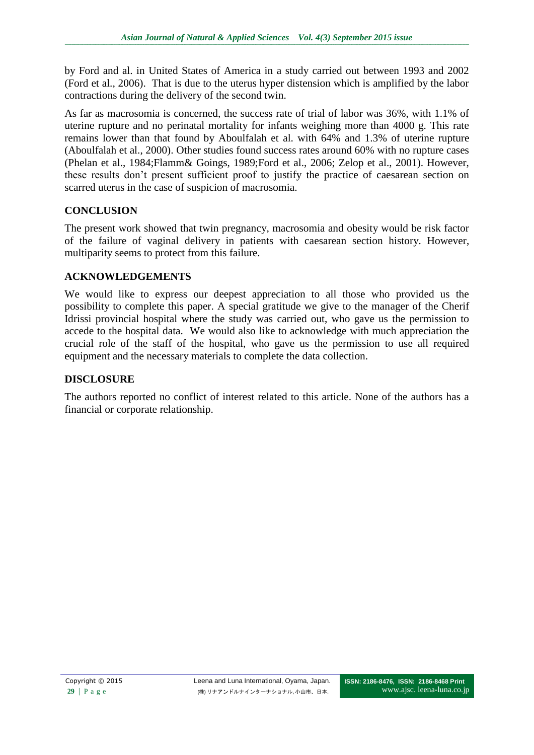by Ford and al. in United States of America in a study carried out between 1993 and 2002 (Ford et al., 2006). That is due to the uterus hyper distension which is amplified by the labor contractions during the delivery of the second twin.

As far as macrosomia is concerned, the success rate of trial of labor was 36%, with 1.1% of uterine rupture and no perinatal mortality for infants weighing more than 4000 g. This rate remains lower than that found by Aboulfalah et al. with 64% and 1.3% of uterine rupture (Aboulfalah et al., 2000). Other studies found success rates around 60% with no rupture cases (Phelan et al., 1984;Flamm& Goings, 1989;Ford et al., 2006; Zelop et al., 2001). However, these results don't present sufficient proof to justify the practice of caesarean section on scarred uterus in the case of suspicion of macrosomia.

## CONCLUSION

The present work showed that twin pregnancy, macrosomia and obesity would be risk factor of the failure of vaginal delivery in patients with caesarean section history. However, multiparity seems to protect from this failure.

## ACKNOWLEDGEMENTS

We would like to express our deepest appreciation to all those who provided us the possibility to complete this paper. A special gratitude we give to the manager of the Cherif Idrissi provincial hospital where the study was carried out, who gave us the permission to accede to the hospital data. We would also like to acknowledge with much appreciation the crucial role of the staff of the hospital, who gave us the permission to use all required equipment and the necessary materials to complete the data collection.

## DISCLOSURE

The authors reported no conflict of interest related to this article. None of the authors has a financial or corporate relationship.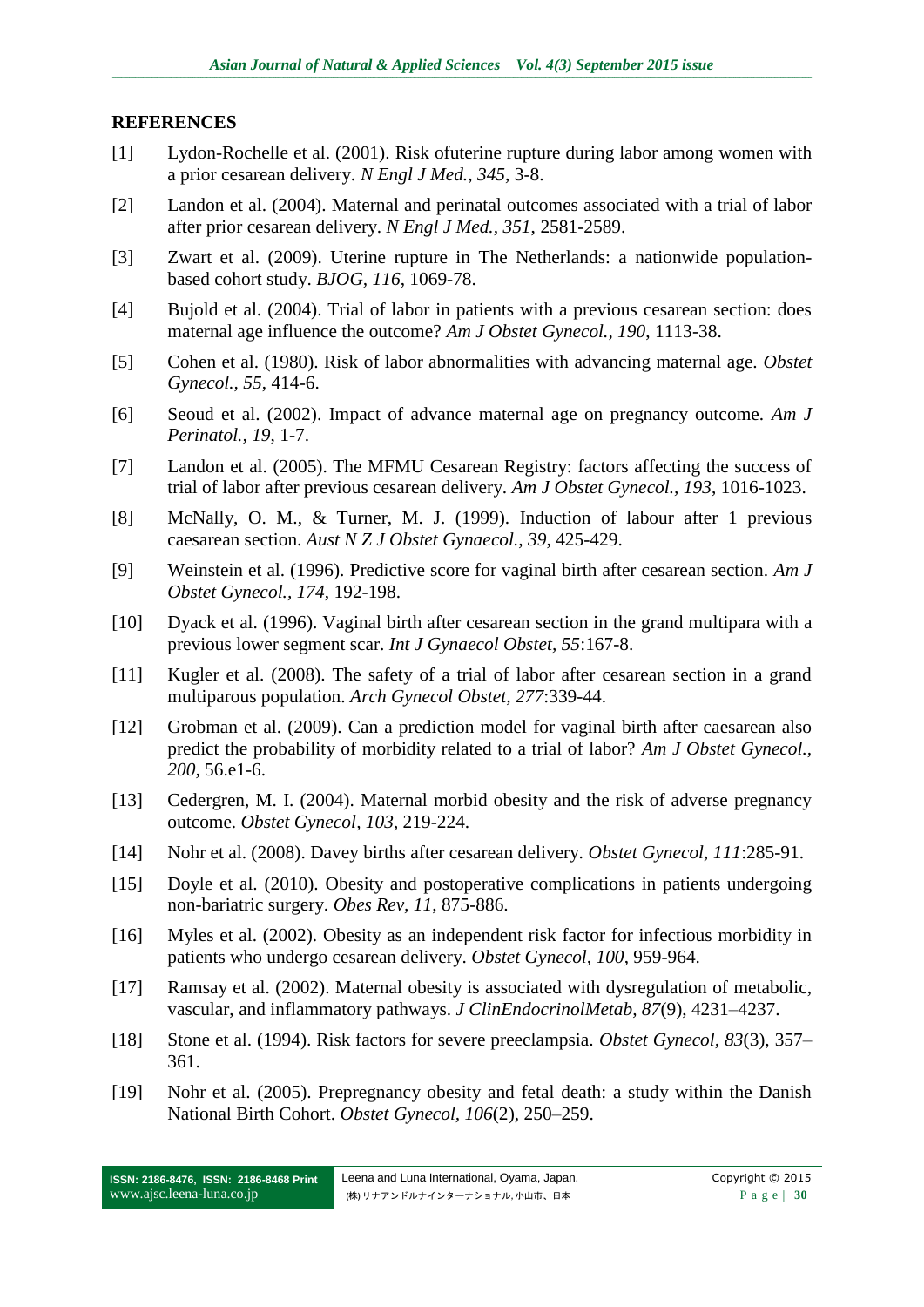## REFERENCES

[1] Lydon-Rochelle et al. (2001). Risk ofuterine rupture during labor among women with a prior cesarean delivery. *N Engl J Med., 345*, 3-8.

[2] Landon et al. (2004). Maternal and perinatal outcomes associated with a trial of labor after prior cesarean delivery. *N Engl J Med., 351*, 2581-2589.

[3] Zwart et al. (2009). Uterine rupture in The Netherlands: a nationwide population-based cohort study. *BJOG, 116*, 1069-78.

[4] Bujold et al. (2004). Trial of labor in patients with a previous cesarean section: does maternal age influence the outcome? *Am J Obstet Gynecol., 190*, 1113-38.

[5] Cohen et al. (1980). Risk of labor abnormalities with advancing maternal age. *Obstet Gynecol., 55*, 414-6.

[6] Seoud et al. (2002). Impact of advance maternal age on pregnancy outcome. *Am J Perinatol., 19*, 1-7.

[7] Landon et al. (2005). The MFMU Cesarean Registry: factors affecting the success of trial of labor after previous cesarean delivery. *Am J Obstet Gynecol., 193*, 1016-1023.

[8] McNally, O. M., & Turner, M. J. (1999). Induction of labour after 1 previous caesarean section. *Aust N Z J Obstet Gynaecol., 39*, 425-429.

[9] Weinstein et al. (1996). Predictive score for vaginal birth after cesarean section. *Am J Obstet Gynecol., 174*, 192-198.

[10] Dyack et al. (1996). Vaginal birth after cesarean section in the grand multipara with a previous lower segment scar. *Int J Gynaecol Obstet, 55*:167-8.

[11] Kugler et al. (2008). The safety of a trial of labor after cesarean section in a grand multiparous population. *Arch Gynecol Obstet, 277*:339-44.

[12] Grobman et al. (2009). Can a prediction model for vaginal birth after caesarean also predict the probability of morbidity related to a trial of labor? *Am J Obstet Gynecol., 200*, 56.e1-6.

[13] Cedergren, M. I. (2004). Maternal morbid obesity and the risk of adverse pregnancy outcome. *Obstet Gynecol, 103*, 219-224.

[14] Nohr et al. (2008). Davey births after cesarean delivery. *Obstet Gynecol, 111*:285-91.

[15] Doyle et al. (2010). Obesity and postoperative complications in patients undergoing non-bariatric surgery. *Obes Rev, 11*, 875-886.

[16] Myles et al. (2002). Obesity as an independent risk factor for infectious morbidity in patients who undergo cesarean delivery. *Obstet Gynecol, 100*, 959-964.

[17] Ramsay et al. (2002). Maternal obesity is associated with dysregulation of metabolic, vascular, and inflammatory pathways. *J ClinEndocrinolMetab, 87*(9), 4231–4237.

[18] Stone et al. (1994). Risk factors for severe preeclampsia. *Obstet Gynecol, 83*(3), 357–361.

[19] Nohr et al. (2005). Prepregnancy obesity and fetal death: a study within the Danish National Birth Cohort. *Obstet Gynecol, 106*(2), 250–259.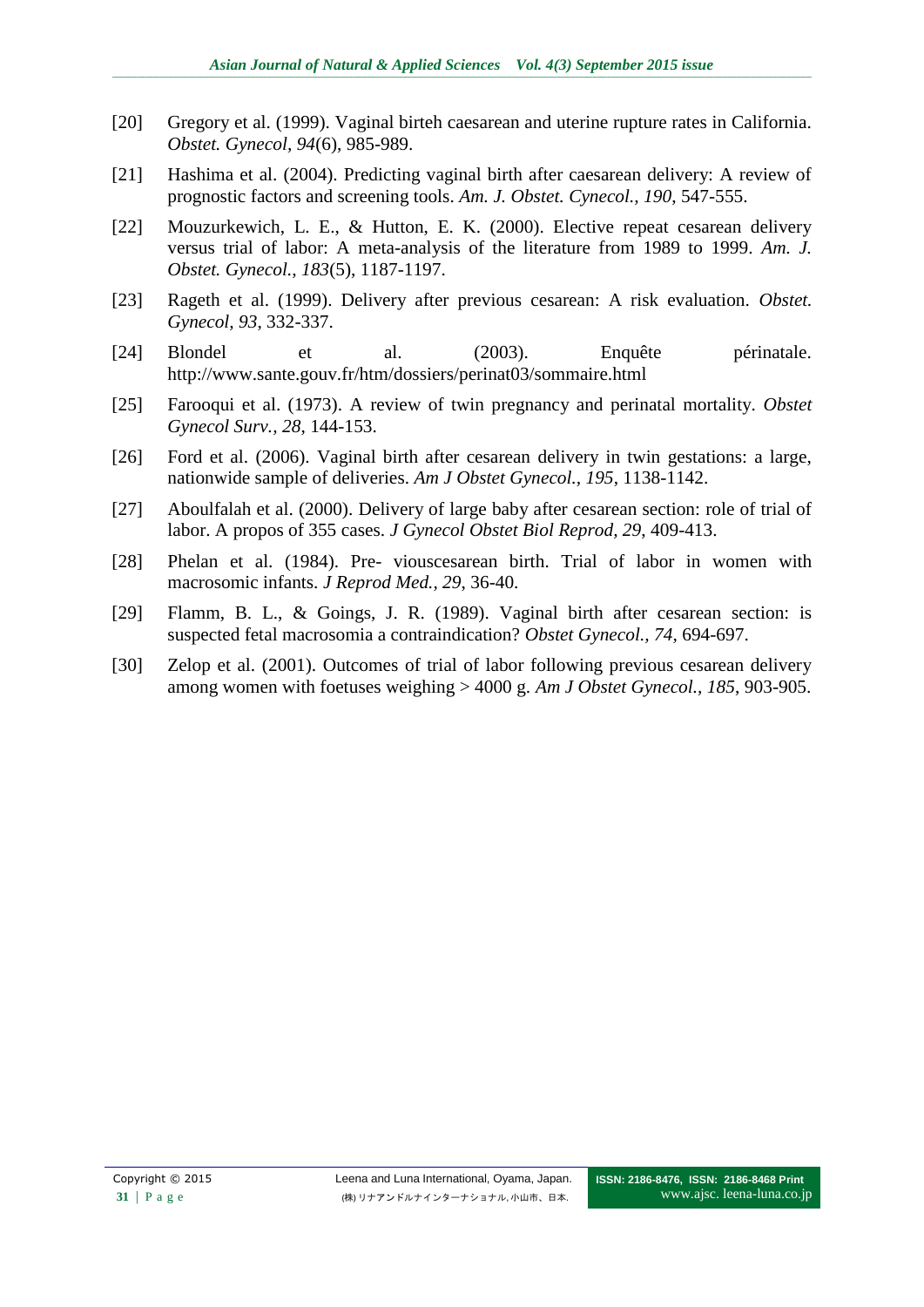[20] Gregory et al. (1999). Vaginal birteh caesarean and uterine rupture rates in California. *Obstet. Gynecol*, *94*(6), 985-989.

[21] Hashima et al. (2004). Predicting vaginal birth after caesarean delivery: A review of prognostic factors and screening tools. *Am. J. Obstet. Cynecol., 190*, 547-555.

[22] Mouzurkewich, L. E., & Hutton, E. K. (2000). Elective repeat cesarean delivery versus trial of labor: A meta-analysis of the literature from 1989 to 1999. *Am. J. Obstet. Gynecol., 183*(5), 1187-1197.

[23] Rageth et al. (1999). Delivery after previous cesarean: A risk evaluation. *Obstet. Gynecol*, *93*, 332-337.

[24] Blondel et al. (2003). Enquête périnatale. http://www.sante.gouv.fr/htm/dossiers/perinat03/sommaire.html

[25] Farooqui et al. (1973). A review of twin pregnancy and perinatal mortality. *Obstet Gynecol Surv., 28*, 144-153.

[26] Ford et al. (2006). Vaginal birth after cesarean delivery in twin gestations: a large, nationwide sample of deliveries. *Am J Obstet Gynecol., 195*, 1138-1142.

[27] Aboulfalah et al. (2000). Delivery of large baby after cesarean section: role of trial of labor. A propos of 355 cases. *J Gynecol Obstet Biol Reprod, 29*, 409-413.

[28] Phelan et al. (1984). Pre- viouscesarean birth. Trial of labor in women with macrosomic infants. *J Reprod Med., 29*, 36-40.

[29] Flamm, B. L., & Goings, J. R. (1989). Vaginal birth after cesarean section: is suspected fetal macrosomia a contraindication? *Obstet Gynecol., 74*, 694-697.

[30] Zelop et al. (2001). Outcomes of trial of labor following previous cesarean delivery among women with foetuses weighing > 4000 g. *Am J Obstet Gynecol., 185*, 903-905.